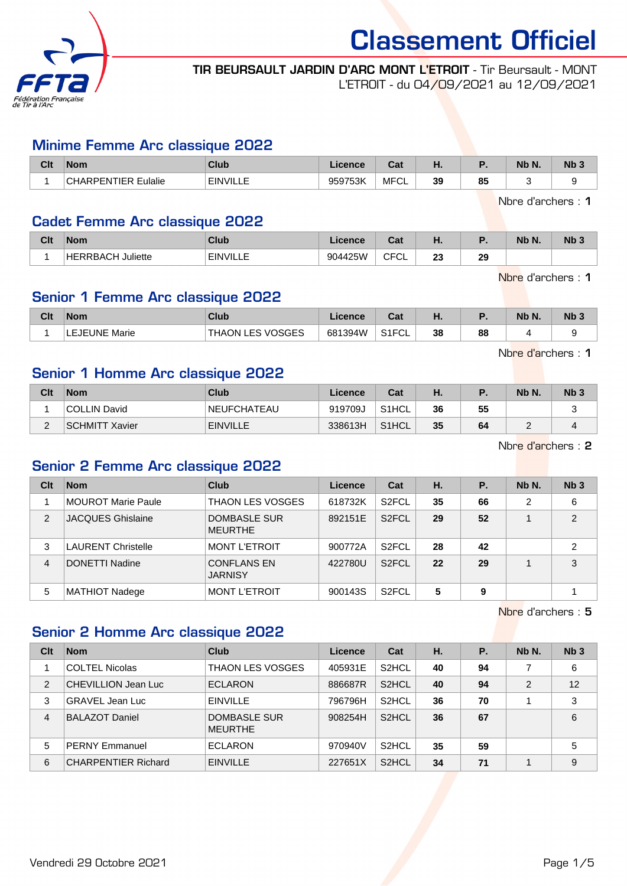# Classement Officiel

**TIR BEURSAULT JARDIN D'ARC MONT L'ETROIT** - Tir Beursault - MONT L'ETROIT - du 04/09/2021 au 12/09/2021

## Minime Femme Arc classique 2022

| Clt | Nom | Club | Licence | Cat | H. | P. | Nb N. | Nb 3 |
|---|---|---|---|---|---|---|---|---|
| 1 | CHARPENTIER Eulalie | EINVILLE | 959753K | MFCL | 39 | 85 | 3 | 9 |

Nbre d'archers : **1**

## Cadet Femme Arc classique 2022

| Clt | Nom | Club | Licence | Cat | H. | P. | Nb N. | Nb 3 |
|---|---|---|---|---|---|---|---|---|
| 1 | HERRBACH Juliette | EINVILLE | 904425W | CFCL | 23 | 29 | | |

Nbre d'archers : **1**

## Senior 1 Femme Arc classique 2022

| Clt | Nom | Club | Licence | Cat | H. | P. | Nb N. | Nb 3 |
|---|---|---|---|---|---|---|---|---|
| 1 | LEJEUNE Marie | THAON LES VOSGES | 681394W | S1FCL | 38 | 88 | 4 | 9 |

Nbre d'archers : **1**

## Senior 1 Homme Arc classique 2022

| Clt | Nom | Club | Licence | Cat | H. | P. | Nb N. | Nb 3 |
|---|---|---|---|---|---|---|---|---|
| 1 | COLLIN David | NEUFCHATEAU | 919709J | S1HCL | 36 | 55 | | 3 |
| 2 | SCHMITT Xavier | EINVILLE | 338613H | S1HCL | 35 | 64 | 2 | 4 |

Nbre d'archers : **2**

## Senior 2 Femme Arc classique 2022

| Clt | Nom | Club | Licence | Cat | H. | P. | Nb N. | Nb 3 |
|---|---|---|---|---|---|---|---|---|
| 1 | MOUROT Marie Paule | THAON LES VOSGES | 618732K | S2FCL | 35 | 66 | 2 | 6 |
| 2 | JACQUES Ghislaine | DOMBASLE SUR MEURTHE | 892151E | S2FCL | 29 | 52 | 1 | 2 |
| 3 | LAURENT Christelle | MONT L'ETROIT | 900772A | S2FCL | 28 | 42 | | 2 |
| 4 | DONETTI Nadine | CONFLANS EN JARNISY | 422780U | S2FCL | 22 | 29 | 1 | 3 |
| 5 | MATHIOT Nadege | MONT L'ETROIT | 900143S | S2FCL | 5 | 9 | | 1 |

Nbre d'archers : **5**

## Senior 2 Homme Arc classique 2022

| Clt | Nom | Club | Licence | Cat | H. | P. | Nb N. | Nb 3 |
|---|---|---|---|---|---|---|---|---|
| 1 | COLTEL Nicolas | THAON LES VOSGES | 405931E | S2HCL | 40 | 94 | 7 | 6 |
| 2 | CHEVILLION Jean Luc | ECLARON | 886687R | S2HCL | 40 | 94 | 2 | 12 |
| 3 | GRAVEL Jean Luc | EINVILLE | 796796H | S2HCL | 36 | 70 | 1 | 3 |
| 4 | BALAZOT Daniel | DOMBASLE SUR MEURTHE | 908254H | S2HCL | 36 | 67 | | 6 |
| 5 | PERNY Emmanuel | ECLARON | 970940V | S2HCL | 35 | 59 | | 5 |
| 6 | CHARPENTIER Richard | EINVILLE | 227651X | S2HCL | 34 | 71 | 1 | 9 |

Vendredi 29 Octobre 2021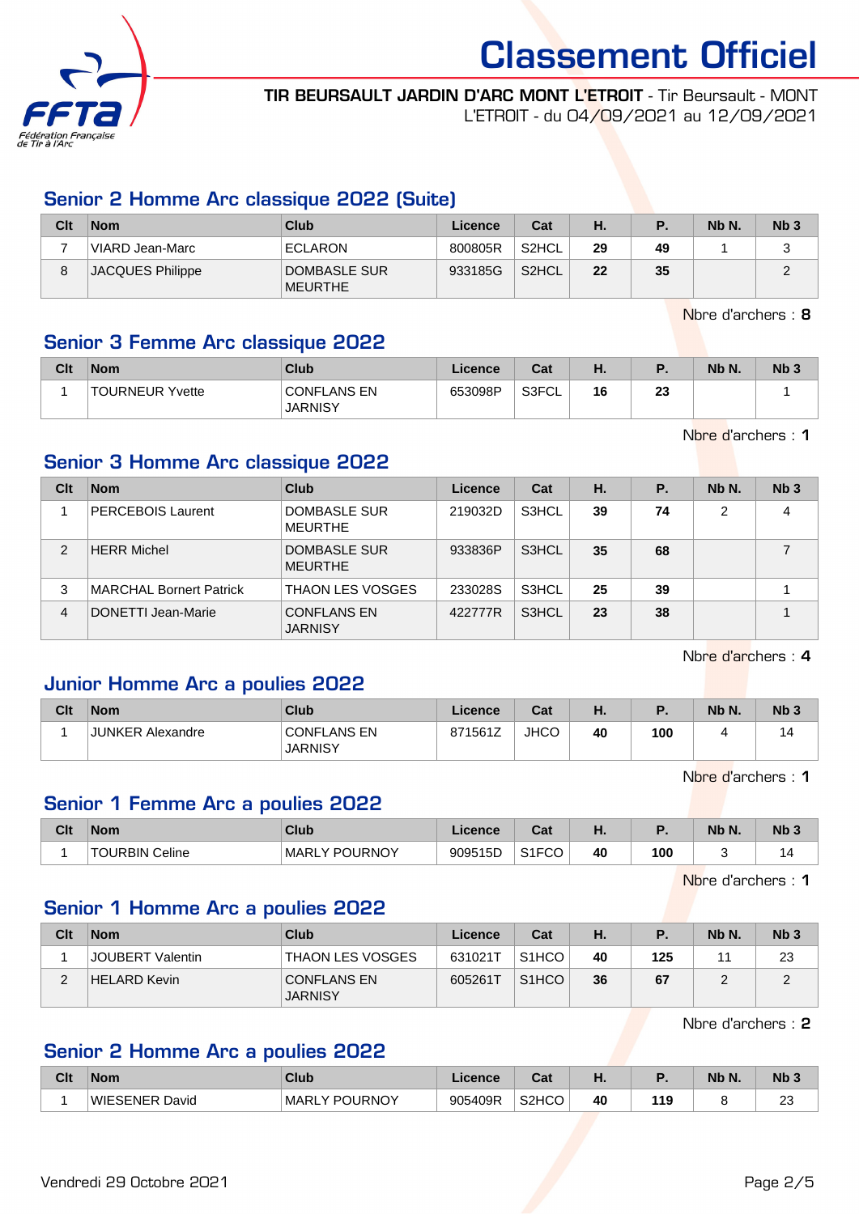# Classement Officiel

**TIR BEURSAULT JARDIN D'ARC MONT L'ETROIT** - Tir Beursault - MONT L'ETROIT - du 04/09/2021 au 12/09/2021

## Senior 2 Homme Arc classique 2022 (Suite)

| Clt | Nom | Club | Licence | Cat | H. | P. | Nb N. | Nb 3 |
|---|---|---|---|---|---|---|---|---|
| 7 | VIARD Jean-Marc | ECLARON | 800805R | S2HCL | **29** | **49** | 1 | 3 |
| 8 | JACQUES Philippe | DOMBASLE SUR MEURTHE | 933185G | S2HCL | **22** | **35** | | 2 |

Nbre d'archers : **8**

## Senior 3 Femme Arc classique 2022

| Clt | Nom | Club | Licence | Cat | H. | P. | Nb N. | Nb 3 |
|---|---|---|---|---|---|---|---|---|
| 1 | TOURNEUR Yvette | CONFLANS EN JARNISY | 653098P | S3FCL | **16** | **23** | | 1 |

Nbre d'archers : **1**

## Senior 3 Homme Arc classique 2022

| Clt | Nom | Club | Licence | Cat | H. | P. | Nb N. | Nb 3 |
|---|---|---|---|---|---|---|---|---|
| 1 | PERCEBOIS Laurent | DOMBASLE SUR MEURTHE | 219032D | S3HCL | **39** | **74** | 2 | 4 |
| 2 | HERR Michel | DOMBASLE SUR MEURTHE | 933836P | S3HCL | **35** | **68** | | 7 |
| 3 | MARCHAL Bornert Patrick | THAON LES VOSGES | 233028S | S3HCL | **25** | **39** | | 1 |
| 4 | DONETTI Jean-Marie | CONFLANS EN JARNISY | 422777R | S3HCL | **23** | **38** | | 1 |

Nbre d'archers : **4**

## Junior Homme Arc a poulies 2022

| Clt | Nom | Club | Licence | Cat | H. | P. | Nb N. | Nb 3 |
|---|---|---|---|---|---|---|---|---|
| 1 | JUNKER Alexandre | CONFLANS EN JARNISY | 871561Z | JHCO | **40** | **100** | 4 | 14 |

Nbre d'archers : **1**

## Senior 1 Femme Arc a poulies 2022

| Clt | Nom | Club | Licence | Cat | H. | P. | Nb N. | Nb 3 |
|---|---|---|---|---|---|---|---|---|
| 1 | TOURBIN Celine | MARLY POURNOY | 909515D | S1FCO | **40** | **100** | 3 | 14 |

Nbre d'archers : **1**

## Senior 1 Homme Arc a poulies 2022

| Clt | Nom | Club | Licence | Cat | H. | P. | Nb N. | Nb 3 |
|---|---|---|---|---|---|---|---|---|
| 1 | JOUBERT Valentin | THAON LES VOSGES | 631021T | S1HCO | **40** | **125** | 11 | 23 |
| 2 | HELARD Kevin | CONFLANS EN JARNISY | 605261T | S1HCO | **36** | **67** | 2 | 2 |

Nbre d'archers : **2**

## Senior 2 Homme Arc a poulies 2022

| Clt | Nom | Club | Licence | Cat | H. | P. | Nb N. | Nb 3 |
|---|---|---|---|---|---|---|---|---|
| 1 | WIESENER David | MARLY POURNOY | 905409R | S2HCO | **40** | **119** | 8 | 23 |

Vendredi 29 Octobre 2021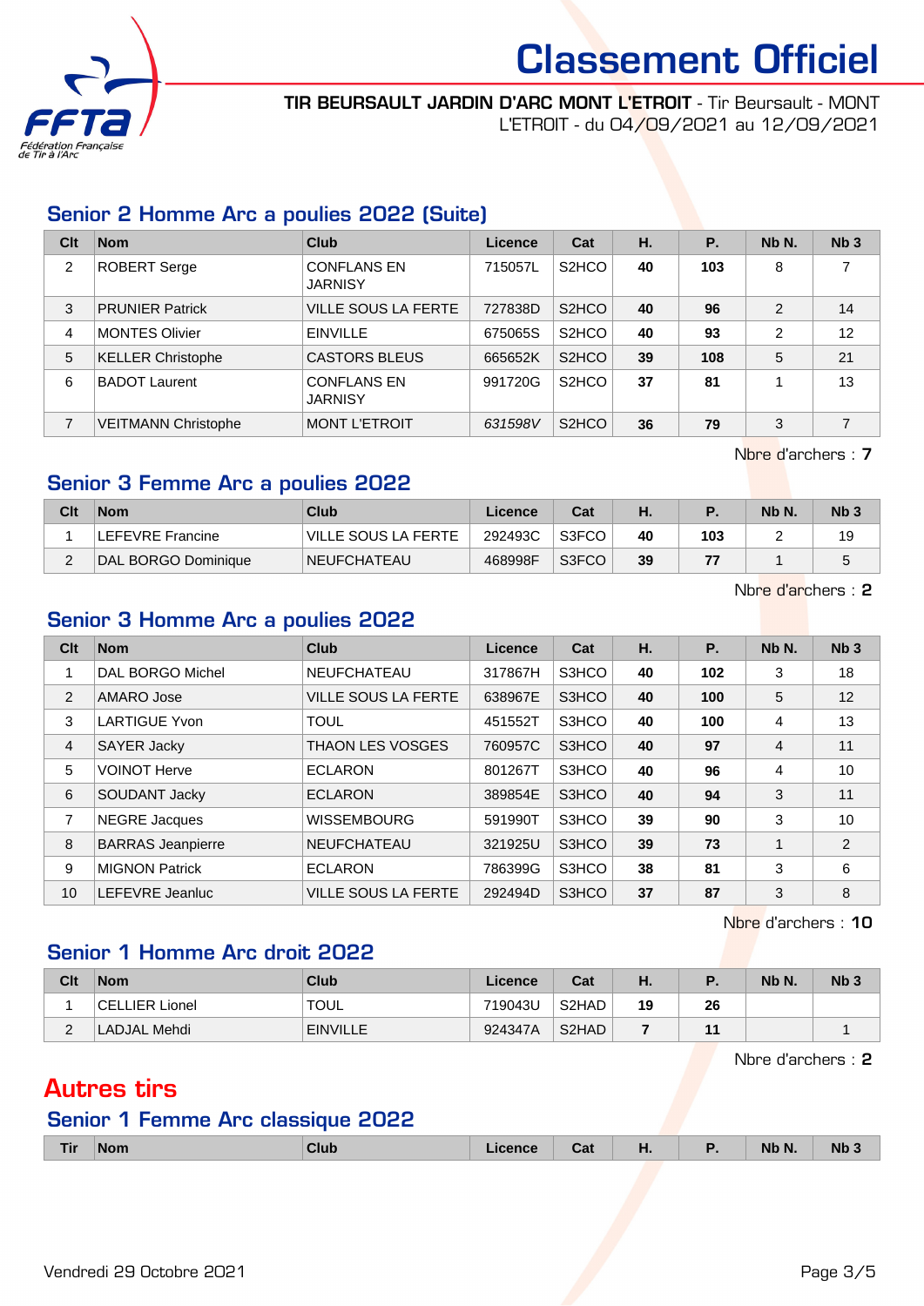# Classement Officiel

**TIR BEURSAULT JARDIN D'ARC MONT L'ETROIT** - Tir Beursault - MONT L'ETROIT - du 04/09/2021 au 12/09/2021

## Senior 2 Homme Arc a poulies 2022 (Suite)

| Clt | Nom | Club | Licence | Cat | H. | P. | Nb N. | Nb 3 |
|---|---|---|---|---|---|---|---|---|
| 2 | ROBERT Serge | CONFLANS EN JARNISY | 715057L | S2HCO | **40** | **103** | 8 | 7 |
| 3 | PRUNIER Patrick | VILLE SOUS LA FERTE | 727838D | S2HCO | **40** | **96** | 2 | 14 |
| 4 | MONTES Olivier | EINVILLE | 675065S | S2HCO | **40** | **93** | 2 | 12 |
| 5 | KELLER Christophe | CASTORS BLEUS | 665652K | S2HCO | **39** | **108** | 5 | 21 |
| 6 | BADOT Laurent | CONFLANS EN JARNISY | 991720G | S2HCO | **37** | **81** | 1 | 13 |
| 7 | VEITMANN Christophe | MONT L'ETROIT | *631598V* | S2HCO | **36** | **79** | 3 | 7 |

Nbre d'archers : **7**

## Senior 3 Femme Arc a poulies 2022

| Clt | Nom | Club | Licence | Cat | H. | P. | Nb N. | Nb 3 |
|---|---|---|---|---|---|---|---|---|
| 1 | LEFEVRE Francine | VILLE SOUS LA FERTE | 292493C | S3FCO | **40** | **103** | 2 | 19 |
| 2 | DAL BORGO Dominique | NEUFCHATEAU | 468998F | S3FCO | **39** | **77** | 1 | 5 |

Nbre d'archers : **2**

## Senior 3 Homme Arc a poulies 2022

| Clt | Nom | Club | Licence | Cat | H. | P. | Nb N. | Nb 3 |
|---|---|---|---|---|---|---|---|---|
| 1 | DAL BORGO Michel | NEUFCHATEAU | 317867H | S3HCO | **40** | **102** | 3 | 18 |
| 2 | AMARO Jose | VILLE SOUS LA FERTE | 638967E | S3HCO | **40** | **100** | 5 | 12 |
| 3 | LARTIGUE Yvon | TOUL | 451552T | S3HCO | **40** | **100** | 4 | 13 |
| 4 | SAYER Jacky | THAON LES VOSGES | 760957C | S3HCO | **40** | **97** | 4 | 11 |
| 5 | VOINOT Herve | ECLARON | 801267T | S3HCO | **40** | **96** | 4 | 10 |
| 6 | SOUDANT Jacky | ECLARON | 389854E | S3HCO | **40** | **94** | 3 | 11 |
| 7 | NEGRE Jacques | WISSEMBOURG | 591990T | S3HCO | **39** | **90** | 3 | 10 |
| 8 | BARRAS Jeanpierre | NEUFCHATEAU | 321925U | S3HCO | **39** | **73** | 1 | 2 |
| 9 | MIGNON Patrick | ECLARON | 786399G | S3HCO | **38** | **81** | 3 | 6 |
| 10 | LEFEVRE Jeanluc | VILLE SOUS LA FERTE | 292494D | S3HCO | **37** | **87** | 3 | 8 |

Nbre d'archers : **10**

## Senior 1 Homme Arc droit 2022

| Clt | Nom | Club | Licence | Cat | H. | P. | Nb N. | Nb 3 |
|---|---|---|---|---|---|---|---|---|
| 1 | CELLIER Lionel | TOUL | 719043U | S2HAD | **19** | **26** | | |
| 2 | LADJAL Mehdi | EINVILLE | 924347A | S2HAD | **7** | **11** | | 1 |

Nbre d'archers : **2**

# Autres tirs

## Senior 1 Femme Arc classique 2022

| Tir | Nom | Club | Licence | Cat | H. | P. | Nb N. | Nb 3 |
|---|---|---|---|---|---|---|---|---|

Vendredi 29 Octobre 2021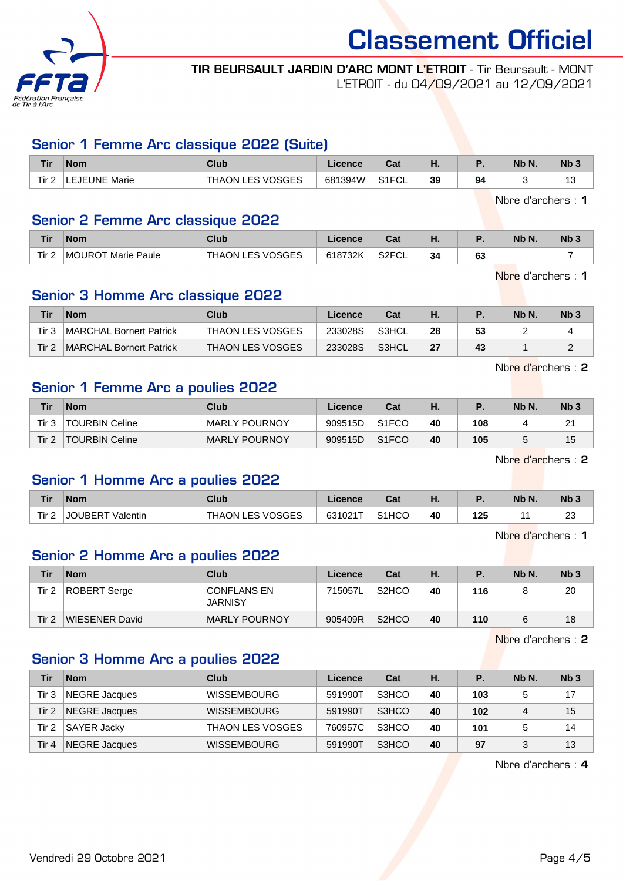# Classement Officiel

**TIR BEURSAULT JARDIN D'ARC MONT L'ETROIT** - Tir Beursault - MONT L'ETROIT - du 04/09/2021 au 12/09/2021

## Senior 1 Femme Arc classique 2022 (Suite)

| Tir | Nom | Club | Licence | Cat | H. | P. | Nb N. | Nb 3 |
|---|---|---|---|---|---|---|---|---|
| Tir 2 | LEJEUNE Marie | THAON LES VOSGES | 681394W | S1FCL | **39** | **94** | 3 | 13 |

Nbre d'archers : **1**

## Senior 2 Femme Arc classique 2022

| Tir | Nom | Club | Licence | Cat | H. | P. | Nb N. | Nb 3 |
|---|---|---|---|---|---|---|---|---|
| Tir 2 | MOUROT Marie Paule | THAON LES VOSGES | 618732K | S2FCL | **34** | **63** | | 7 |

Nbre d'archers : **1**

## Senior 3 Homme Arc classique 2022

| Tir | Nom | Club | Licence | Cat | H. | P. | Nb N. | Nb 3 |
|---|---|---|---|---|---|---|---|---|
| Tir 3 | MARCHAL Bornert Patrick | THAON LES VOSGES | 233028S | S3HCL | **28** | **53** | 2 | 4 |
| Tir 2 | MARCHAL Bornert Patrick | THAON LES VOSGES | 233028S | S3HCL | **27** | **43** | 1 | 2 |

Nbre d'archers : **2**

## Senior 1 Femme Arc a poulies 2022

| Tir | Nom | Club | Licence | Cat | H. | P. | Nb N. | Nb 3 |
|---|---|---|---|---|---|---|---|---|
| Tir 3 | TOURBIN Celine | MARLY POURNOY | 909515D | S1FCO | **40** | **108** | 4 | 21 |
| Tir 2 | TOURBIN Celine | MARLY POURNOY | 909515D | S1FCO | **40** | **105** | 5 | 15 |

Nbre d'archers : **2**

## Senior 1 Homme Arc a poulies 2022

| Tir | Nom | Club | Licence | Cat | H. | P. | Nb N. | Nb 3 |
|---|---|---|---|---|---|---|---|---|
| Tir 2 | JOUBERT Valentin | THAON LES VOSGES | 631021T | S1HCO | **40** | **125** | 11 | 23 |

Nbre d'archers : **1**

## Senior 2 Homme Arc a poulies 2022

| Tir | Nom | Club | Licence | Cat | H. | P. | Nb N. | Nb 3 |
|---|---|---|---|---|---|---|---|---|
| Tir 2 | ROBERT Serge | CONFLANS EN JARNISY | 715057L | S2HCO | **40** | **116** | 8 | 20 |
| Tir 2 | WIESENER David | MARLY POURNOY | 905409R | S2HCO | **40** | **110** | 6 | 18 |

Nbre d'archers : **2**

## Senior 3 Homme Arc a poulies 2022

| Tir | Nom | Club | Licence | Cat | H. | P. | Nb N. | Nb 3 |
|---|---|---|---|---|---|---|---|---|
| Tir 3 | NEGRE Jacques | WISSEMBOURG | 591990T | S3HCO | **40** | **103** | 5 | 17 |
| Tir 2 | NEGRE Jacques | WISSEMBOURG | 591990T | S3HCO | **40** | **102** | 4 | 15 |
| Tir 2 | SAYER Jacky | THAON LES VOSGES | 760957C | S3HCO | **40** | **101** | 5 | 14 |
| Tir 4 | NEGRE Jacques | WISSEMBOURG | 591990T | S3HCO | **40** | **97** | 3 | 13 |

Nbre d'archers : **4**

Vendredi 29 Octobre 2021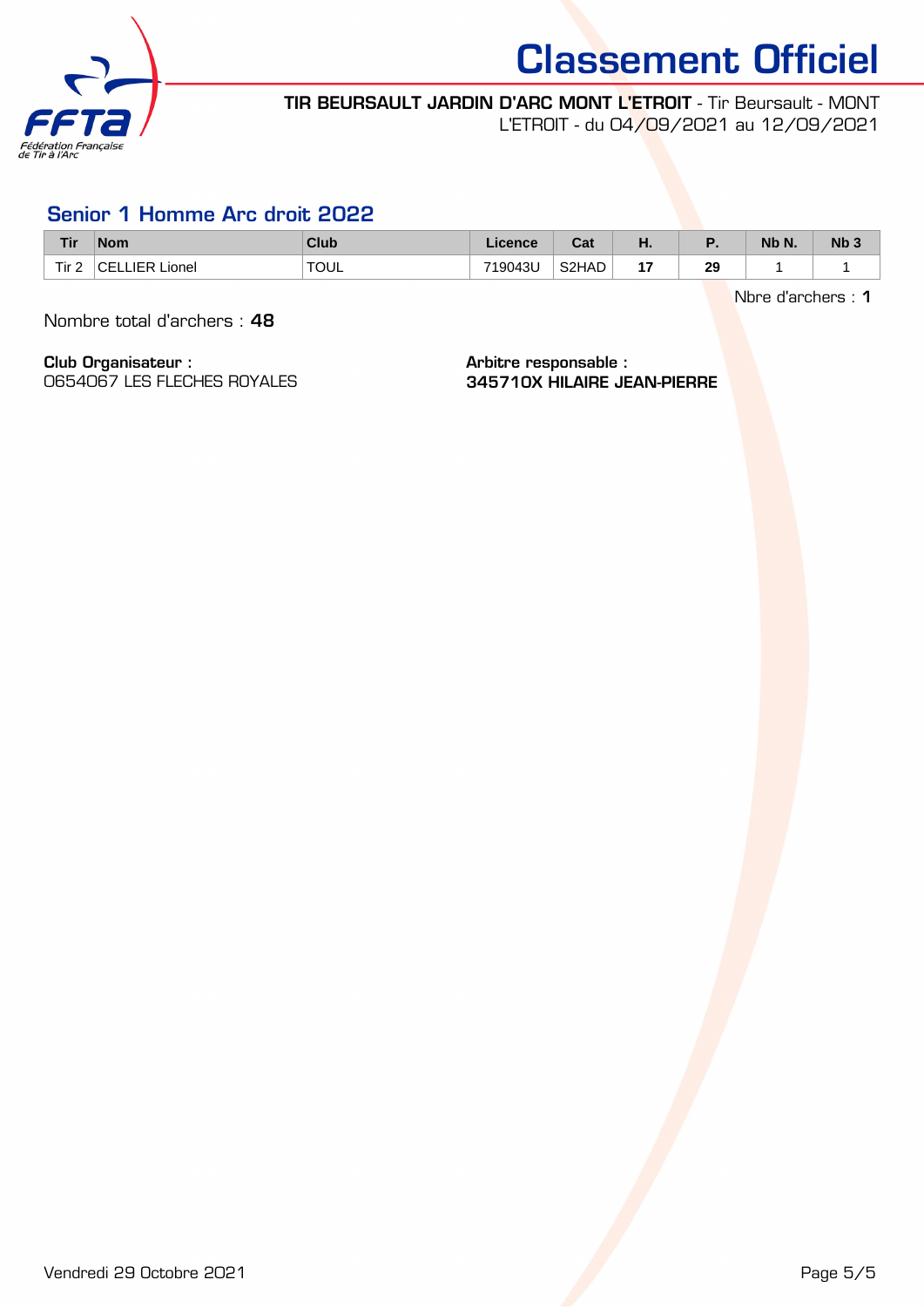# Classement Officiel

**TIR BEURSAULT JARDIN D'ARC MONT L'ETROIT** - Tir Beursault - MONT L'ETROIT - du 04/09/2021 au 12/09/2021

## Senior 1 Homme Arc droit 2022

| Tir | Nom | Club | Licence | Cat | H. | P. | Nb N. | Nb 3 |
|---|---|---|---|---|---|---|---|---|
| Tir 2 | CELLIER Lionel | TOUL | 719043U | S2HAD | **17** | **29** | 1 | 1 |

Nbre d'archers : **1**

Nombre total d'archers : **48**

**Club Organisateur :**
0654067 LES FLECHES ROYALES

**Arbitre responsable :**
**345710X HILAIRE JEAN-PIERRE**

Vendredi 29 Octobre 2021